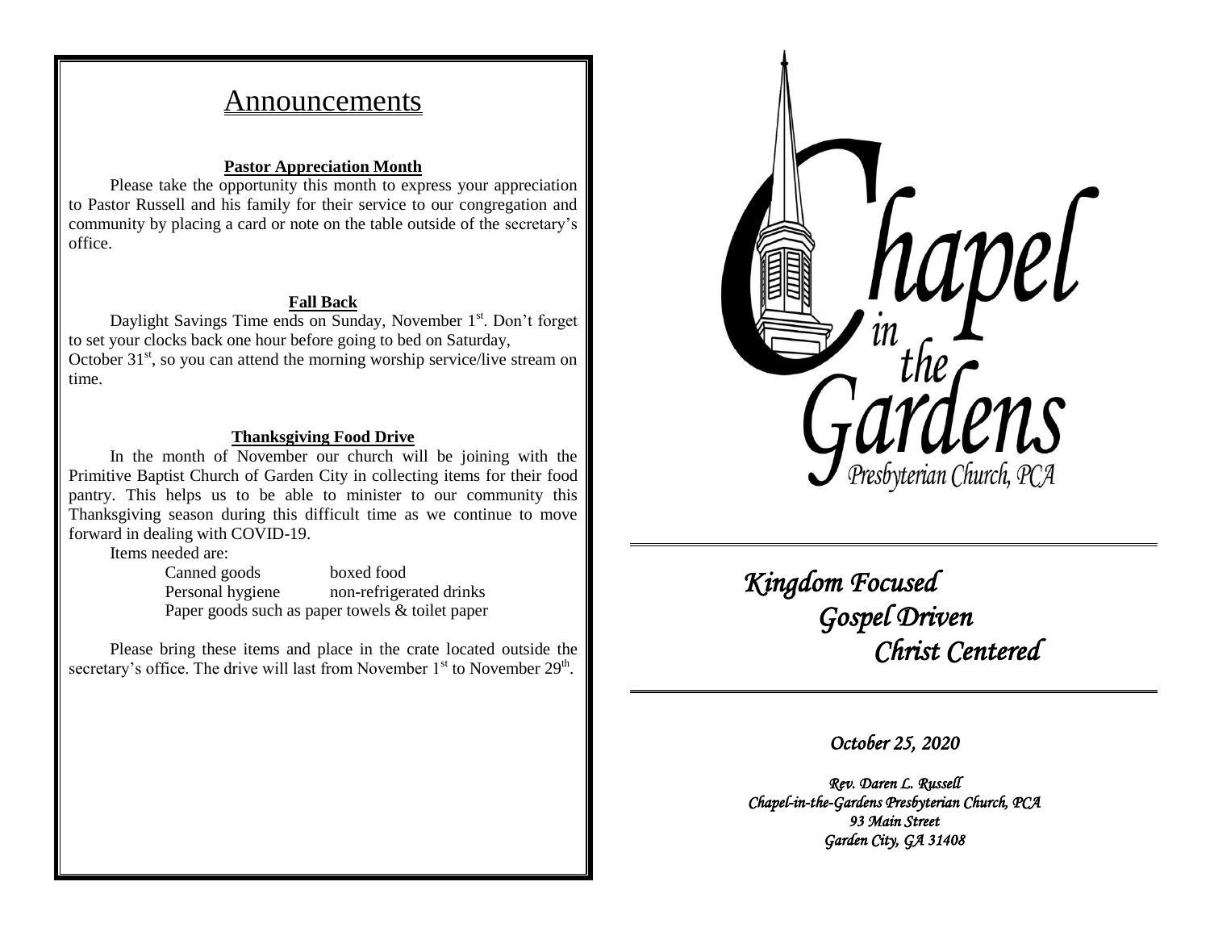# Announcements

**Pastor Appreciation Month**

Please take the opportunity this month to express your appreciation to Pastor Russell and his family for their service to our congregation and community by placing a card or note on the table outside of the secretary's office.

**Fall Back**

Daylight Savings Time ends on Sunday, November 1st. Don't forget to set your clocks back one hour before going to bed on Saturday, October 31st, so you can attend the morning worship service/live stream on time.

**Thanksgiving Food Drive**

In the month of November our church will be joining with the Primitive Baptist Church of Garden City in collecting items for their food pantry. This helps us to be able to minister to our community this Thanksgiving season during this difficult time as we continue to move forward in dealing with COVID-19.

Items needed are:

- Canned goods
- boxed food
- Personal hygiene
- non-refrigerated drinks
- Paper goods such as paper towels & toilet paper

Please bring these items and place in the crate located outside the secretary's office. The drive will last from November 1st to November 29th.

---

# Chapel in the Gardens

Presbyterian Church, PCA

*Kingdom Focused*
*Gospel Driven*
*Christ Centered*

*October 25, 2020*

*Rev. Daren L. Russell*
*Chapel-in-the-Gardens Presbyterian Church, PCA*
*93 Main Street*
*Garden City, GA 31408*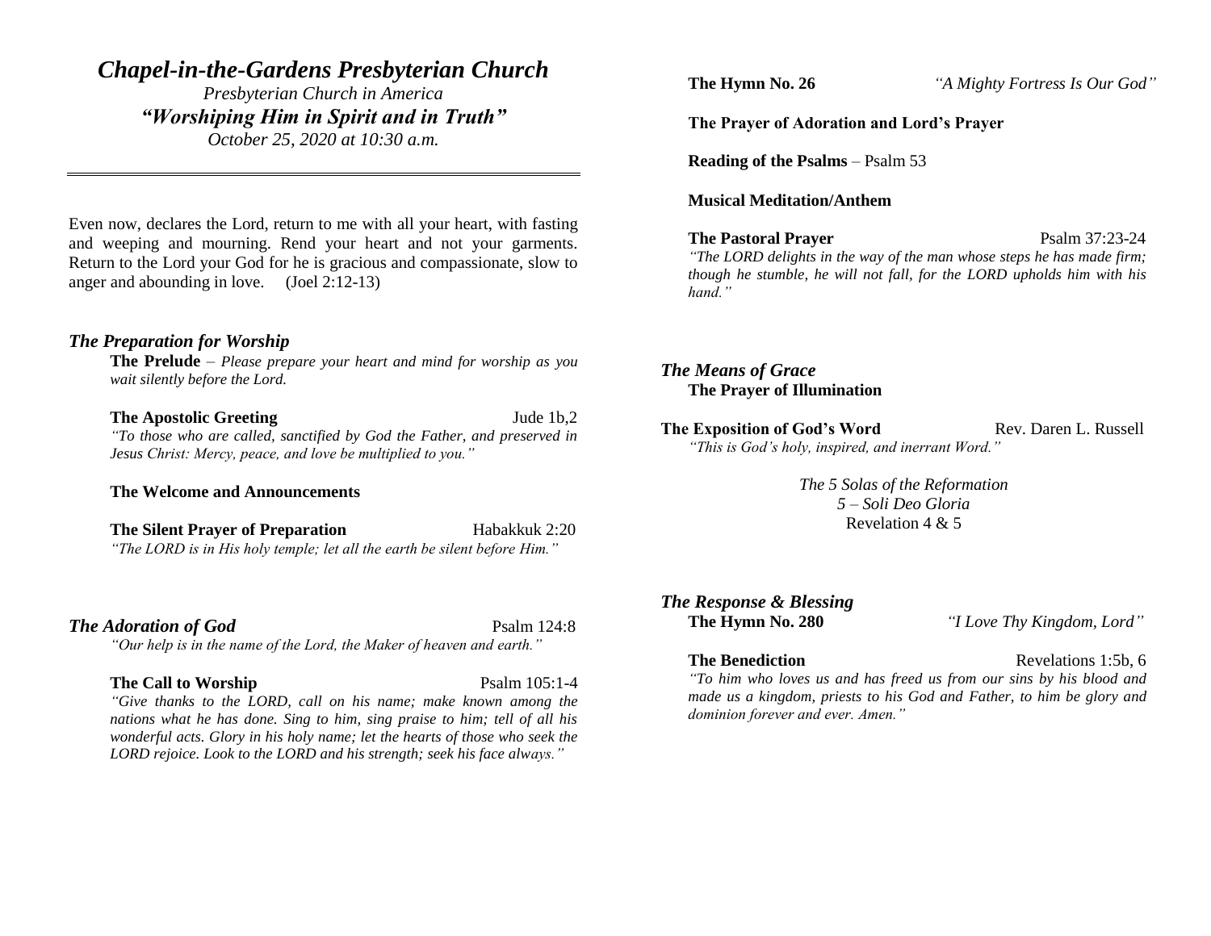# *Chapel-in-the-Gardens Presbyterian Church*

*Presbyterian Church in America*

***"Worshiping Him in Spirit and in Truth"***

*October 25, 2020 at 10:30 a.m.*

---

Even now, declares the Lord, return to me with all your heart, with fasting and weeping and mourning. Rend your heart and not your garments. Return to the Lord your God for he is gracious and compassionate, slow to anger and abounding in love. (Joel 2:12-13)

## *The Preparation for Worship*

**The Prelude** – *Please prepare your heart and mind for worship as you wait silently before the Lord.*

**The Apostolic Greeting** Jude 1b,2

*"To those who are called, sanctified by God the Father, and preserved in Jesus Christ: Mercy, peace, and love be multiplied to you."*

**The Welcome and Announcements**

**The Silent Prayer of Preparation** Habakkuk 2:20

*"The LORD is in His holy temple; let all the earth be silent before Him."*

## *The Adoration of God* Psalm 124:8

*"Our help is in the name of the Lord, the Maker of heaven and earth."*

**The Call to Worship** Psalm 105:1-4

*"Give thanks to the LORD, call on his name; make known among the nations what he has done. Sing to him, sing praise to him; tell of all his wonderful acts. Glory in his holy name; let the hearts of those who seek the LORD rejoice. Look to the LORD and his strength; seek his face always."*

**The Hymn No. 26** *"A Mighty Fortress Is Our God"*

**The Prayer of Adoration and Lord's Prayer**

**Reading of the Psalms** – Psalm 53

**Musical Meditation/Anthem**

**The Pastoral Prayer** Psalm 37:23-24

*"The LORD delights in the way of the man whose steps he has made firm; though he stumble, he will not fall, for the LORD upholds him with his hand."*

## *The Means of Grace*

**The Prayer of Illumination**

**The Exposition of God's Word** Rev. Daren L. Russell

*"This is God's holy, inspired, and inerrant Word."*

*The 5 Solas of the Reformation*

*5 – Soli Deo Gloria*

Revelation 4 & 5

## *The Response & Blessing*

**The Hymn No. 280** *"I Love Thy Kingdom, Lord"*

**The Benediction** Revelations 1:5b, 6

*"To him who loves us and has freed us from our sins by his blood and made us a kingdom, priests to his God and Father, to him be glory and dominion forever and ever. Amen."*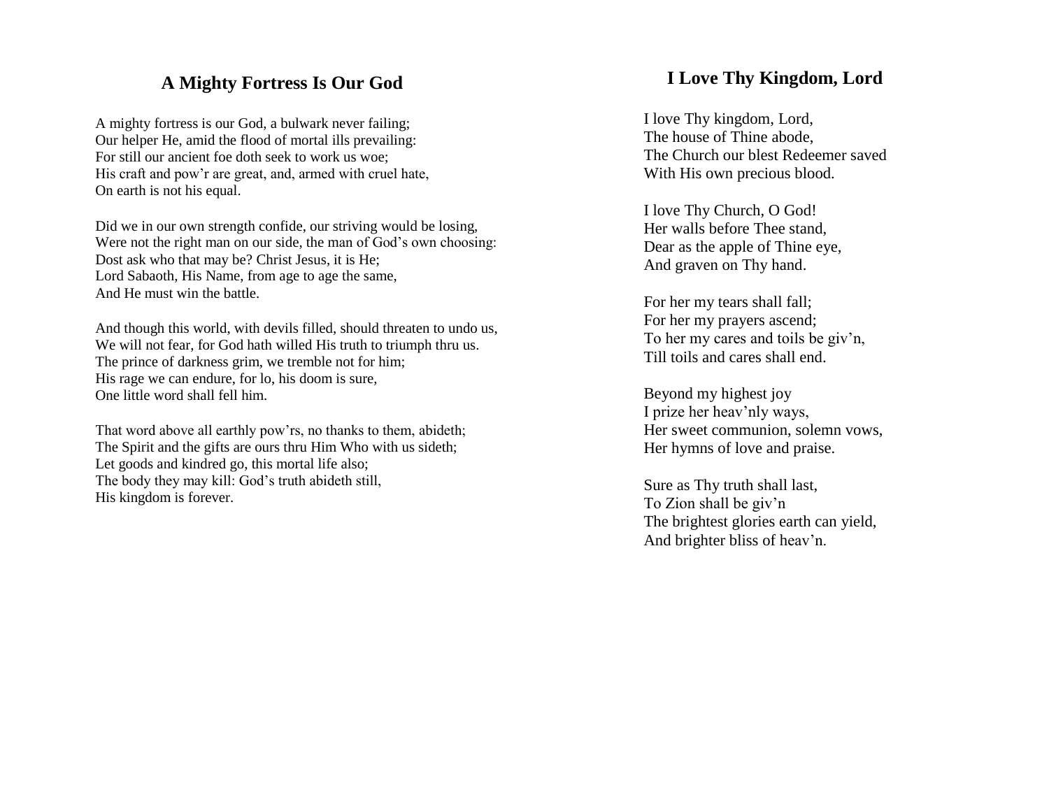## A Mighty Fortress Is Our God

A mighty fortress is our God, a bulwark never failing;
Our helper He, amid the flood of mortal ills prevailing:
For still our ancient foe doth seek to work us woe;
His craft and pow’r are great, and, armed with cruel hate,
On earth is not his equal.

Did we in our own strength confide, our striving would be losing,
Were not the right man on our side, the man of God’s own choosing:
Dost ask who that may be? Christ Jesus, it is He;
Lord Sabaoth, His Name, from age to age the same,
And He must win the battle.

And though this world, with devils filled, should threaten to undo us,
We will not fear, for God hath willed His truth to triumph thru us.
The prince of darkness grim, we tremble not for him;
His rage we can endure, for lo, his doom is sure,
One little word shall fell him.

That word above all earthly pow’rs, no thanks to them, abideth;
The Spirit and the gifts are ours thru Him Who with us sideth;
Let goods and kindred go, this mortal life also;
The body they may kill: God’s truth abideth still,
His kingdom is forever.

## I Love Thy Kingdom, Lord

I love Thy kingdom, Lord,
The house of Thine abode,
The Church our blest Redeemer saved
With His own precious blood.

I love Thy Church, O God!
Her walls before Thee stand,
Dear as the apple of Thine eye,
And graven on Thy hand.

For her my tears shall fall;
For her my prayers ascend;
To her my cares and toils be giv’n,
Till toils and cares shall end.

Beyond my highest joy
I prize her heav’nly ways,
Her sweet communion, solemn vows,
Her hymns of love and praise.

Sure as Thy truth shall last,
To Zion shall be giv’n
The brightest glories earth can yield,
And brighter bliss of heav’n.